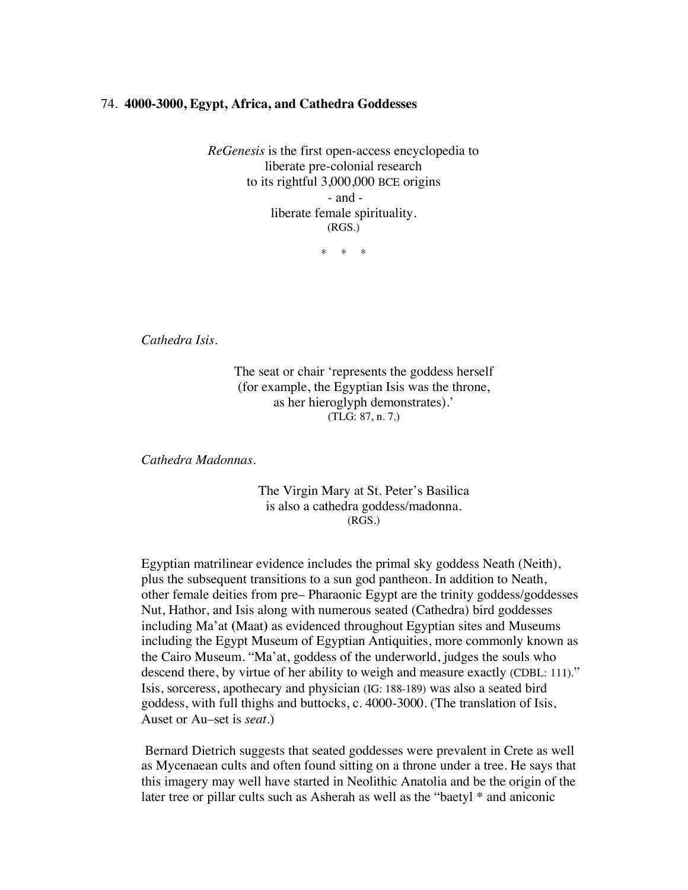74. **4000-3000, Egypt, Africa, and Cathedra Goddesses**

*ReGenesis* is the first open-access encyclopedia to
liberate pre-colonial research
to its rightful 3,000,000 BCE origins
- and -
liberate female spirituality.
(RGS.)

\* \* \*

*Cathedra Isis.*

The seat or chair 'represents the goddess herself
(for example, the Egyptian Isis was the throne,
as her hieroglyph demonstrates).'
(TLG: 87, n. 7.)

*Cathedra Madonnas.*

The Virgin Mary at St. Peter's Basilica
is also a cathedra goddess/madonna.
(RGS.)

Egyptian matrilinear evidence includes the primal sky goddess Neath (Neith), plus the subsequent transitions to a sun god pantheon. In addition to Neath, other female deities from pre– Pharaonic Egypt are the trinity goddess/goddesses Nut, Hathor, and Isis along with numerous seated (Cathedra) bird goddesses including Ma'at (Maat) as evidenced throughout Egyptian sites and Museums including the Egypt Museum of Egyptian Antiquities, more commonly known as the Cairo Museum. "Ma'at, goddess of the underworld, judges the souls who descend there, by virtue of her ability to weigh and measure exactly (CDBL: 111)." Isis, sorceress, apothecary and physician (IG: 188-189) was also a seated bird goddess, with full thighs and buttocks, c. 4000-3000. (The translation of Isis, Auset or Au–set is *seat*.)

Bernard Dietrich suggests that seated goddesses were prevalent in Crete as well as Mycenaean cults and often found sitting on a throne under a tree. He says that this imagery may well have started in Neolithic Anatolia and be the origin of the later tree or pillar cults such as Asherah as well as the "baetyl * and aniconic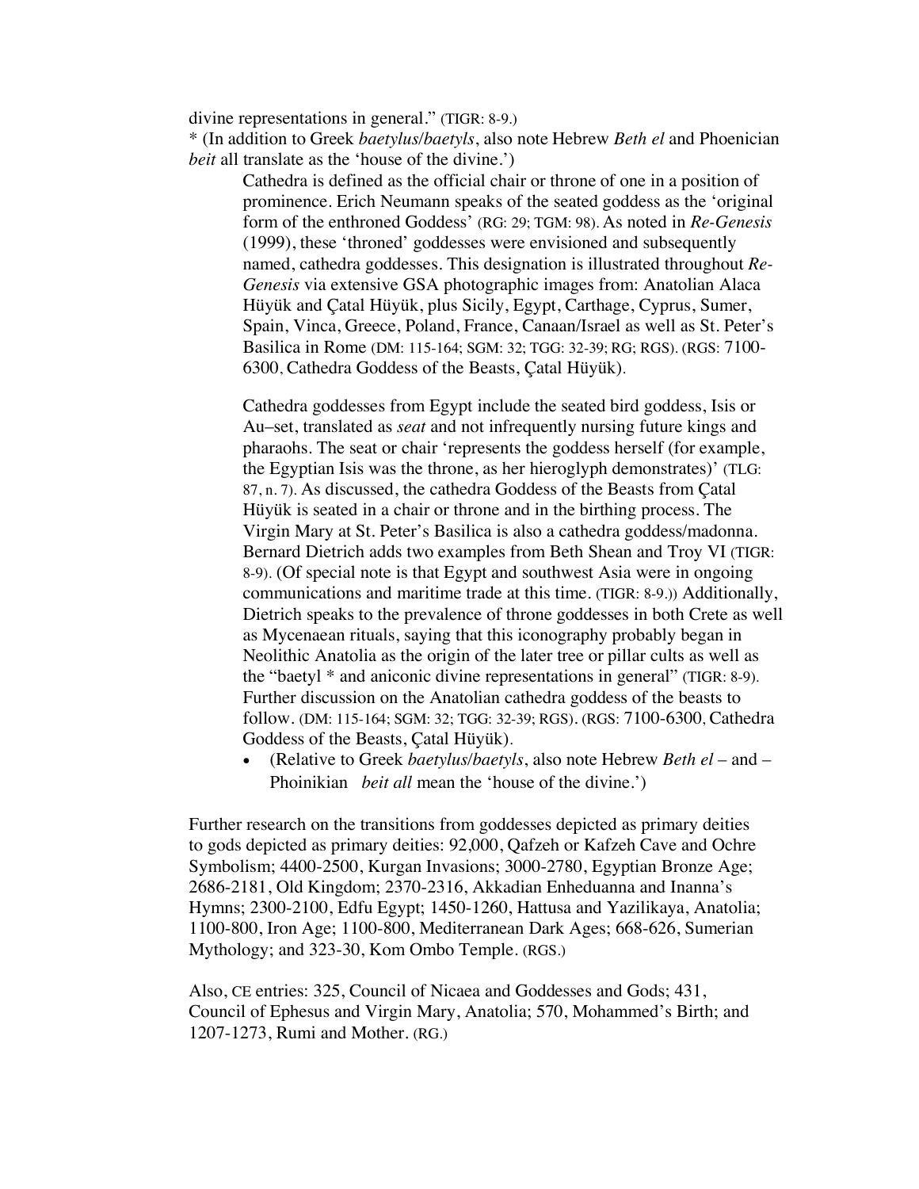divine representations in general." (TIGR: 8-9.)
* (In addition to Greek *baetylus/baetyls*, also note Hebrew *Beth el* and Phoenician *beit* all translate as the 'house of the divine.')

> Cathedra is defined as the official chair or throne of one in a position of prominence. Erich Neumann speaks of the seated goddess as the 'original form of the enthroned Goddess' (RG: 29; TGM: 98). As noted in *Re-Genesis* (1999), these 'throned' goddesses were envisioned and subsequently named, cathedra goddesses. This designation is illustrated throughout *Re-Genesis* via extensive GSA photographic images from: Anatolian Alaca Hüyük and Çatal Hüyük, plus Sicily, Egypt, Carthage, Cyprus, Sumer, Spain, Vinca, Greece, Poland, France, Canaan/Israel as well as St. Peter's Basilica in Rome (DM: 115-164; SGM: 32; TGG: 32-39; RG; RGS). (RGS: 7100-6300, Cathedra Goddess of the Beasts, Çatal Hüyük).
>
> Cathedra goddesses from Egypt include the seated bird goddess, Isis or Au–set, translated as *seat* and not infrequently nursing future kings and pharaohs. The seat or chair 'represents the goddess herself (for example, the Egyptian Isis was the throne, as her hieroglyph demonstrates)' (TLG: 87, n. 7). As discussed, the cathedra Goddess of the Beasts from Çatal Hüyük is seated in a chair or throne and in the birthing process. The Virgin Mary at St. Peter's Basilica is also a cathedra goddess/madonna. Bernard Dietrich adds two examples from Beth Shean and Troy VI (TIGR: 8-9). (Of special note is that Egypt and southwest Asia were in ongoing communications and maritime trade at this time. (TIGR: 8-9.)) Additionally, Dietrich speaks to the prevalence of throne goddesses in both Crete as well as Mycenaean rituals, saying that this iconography probably began in Neolithic Anatolia as the origin of the later tree or pillar cults as well as the "baetyl * and aniconic divine representations in general" (TIGR: 8-9). Further discussion on the Anatolian cathedra goddess of the beasts to follow. (DM: 115-164; SGM: 32; TGG: 32-39; RGS). (RGS: 7100-6300, Cathedra Goddess of the Beasts, Çatal Hüyük).
>
> - (Relative to Greek *baetylus/baetyls*, also note Hebrew *Beth el* – and – Phoinikian *beit all* mean the 'house of the divine.')

Further research on the transitions from goddesses depicted as primary deities to gods depicted as primary deities: 92,000, Qafzeh or Kafzeh Cave and Ochre Symbolism; 4400-2500, Kurgan Invasions; 3000-2780, Egyptian Bronze Age; 2686-2181, Old Kingdom; 2370-2316, Akkadian Enheduanna and Inanna's Hymns; 2300-2100, Edfu Egypt; 1450-1260, Hattusa and Yazilikaya, Anatolia; 1100-800, Iron Age; 1100-800, Mediterranean Dark Ages; 668-626, Sumerian Mythology; and 323-30, Kom Ombo Temple. (RGS.)

Also, CE entries: 325, Council of Nicaea and Goddesses and Gods; 431, Council of Ephesus and Virgin Mary, Anatolia; 570, Mohammed's Birth; and 1207-1273, Rumi and Mother. (RG.)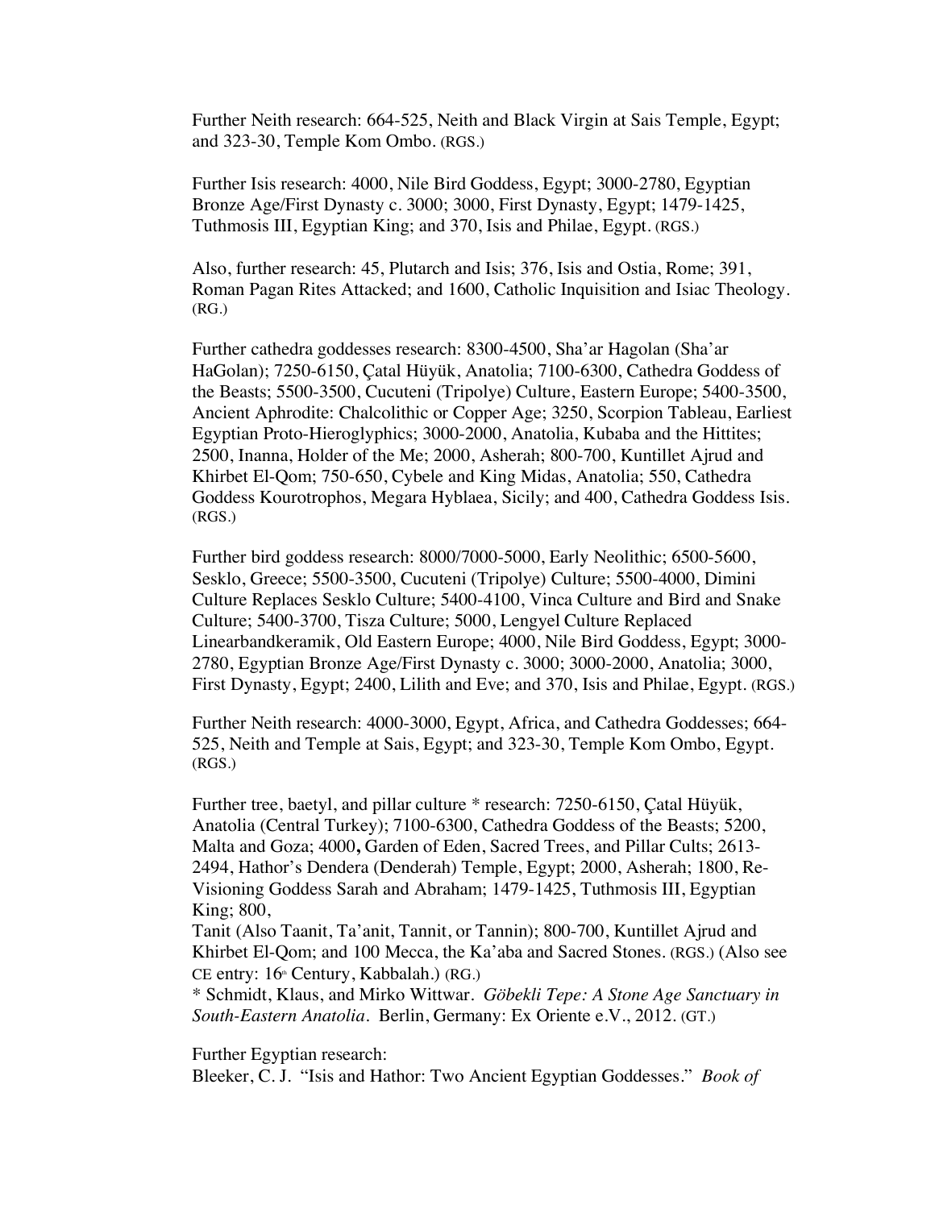Further Neith research: 664-525, Neith and Black Virgin at Sais Temple, Egypt; and 323-30, Temple Kom Ombo. (RGS.)

Further Isis research: 4000, Nile Bird Goddess, Egypt; 3000-2780, Egyptian Bronze Age/First Dynasty c. 3000; 3000, First Dynasty, Egypt; 1479-1425, Tuthmosis III, Egyptian King; and 370, Isis and Philae, Egypt. (RGS.)

Also, further research: 45, Plutarch and Isis; 376, Isis and Ostia, Rome; 391, Roman Pagan Rites Attacked; and 1600, Catholic Inquisition and Isiac Theology. (RG.)

Further cathedra goddesses research: 8300-4500, Sha'ar Hagolan (Sha'ar HaGolan); 7250-6150, Çatal Hüyük, Anatolia; 7100-6300, Cathedra Goddess of the Beasts; 5500-3500, Cucuteni (Tripolye) Culture, Eastern Europe; 5400-3500, Ancient Aphrodite: Chalcolithic or Copper Age; 3250, Scorpion Tableau, Earliest Egyptian Proto-Hieroglyphics; 3000-2000, Anatolia, Kubaba and the Hittites; 2500, Inanna, Holder of the Me; 2000, Asherah; 800-700, Kuntillet Ajrud and Khirbet El-Qom; 750-650, Cybele and King Midas, Anatolia; 550, Cathedra Goddess Kourotrophos, Megara Hyblaea, Sicily; and 400, Cathedra Goddess Isis. (RGS.)

Further bird goddess research: 8000/7000-5000, Early Neolithic; 6500-5600, Sesklo, Greece; 5500-3500, Cucuteni (Tripolye) Culture; 5500-4000, Dimini Culture Replaces Sesklo Culture; 5400-4100, Vinca Culture and Bird and Snake Culture; 5400-3700, Tisza Culture; 5000, Lengyel Culture Replaced Linearbandkeramik, Old Eastern Europe; 4000, Nile Bird Goddess, Egypt; 3000-2780, Egyptian Bronze Age/First Dynasty c. 3000; 3000-2000, Anatolia; 3000, First Dynasty, Egypt; 2400, Lilith and Eve; and 370, Isis and Philae, Egypt. (RGS.)

Further Neith research: 4000-3000, Egypt, Africa, and Cathedra Goddesses; 664-525, Neith and Temple at Sais, Egypt; and 323-30, Temple Kom Ombo, Egypt. (RGS.)

Further tree, baetyl, and pillar culture * research: 7250-6150, Çatal Hüyük, Anatolia (Central Turkey); 7100-6300, Cathedra Goddess of the Beasts; 5200, Malta and Goza; 4000**,** Garden of Eden, Sacred Trees, and Pillar Cults; 2613-2494, Hathor's Dendera (Denderah) Temple, Egypt; 2000, Asherah; 1800, Re-Visioning Goddess Sarah and Abraham; 1479-1425, Tuthmosis III, Egyptian King; 800,
Tanit (Also Taanit, Ta'anit, Tannit, or Tannin); 800-700, Kuntillet Ajrud and Khirbet El-Qom; and 100 Mecca, the Ka'aba and Sacred Stones. (RGS.) (Also see CE entry: 16th Century, Kabbalah.) (RG.)
* Schmidt, Klaus, and Mirko Wittwar. *Göbekli Tepe: A Stone Age Sanctuary in South-Eastern Anatolia*. Berlin, Germany: Ex Oriente e.V., 2012. (GT.)

Further Egyptian research:
Bleeker, C. J. "Isis and Hathor: Two Ancient Egyptian Goddesses." *Book of*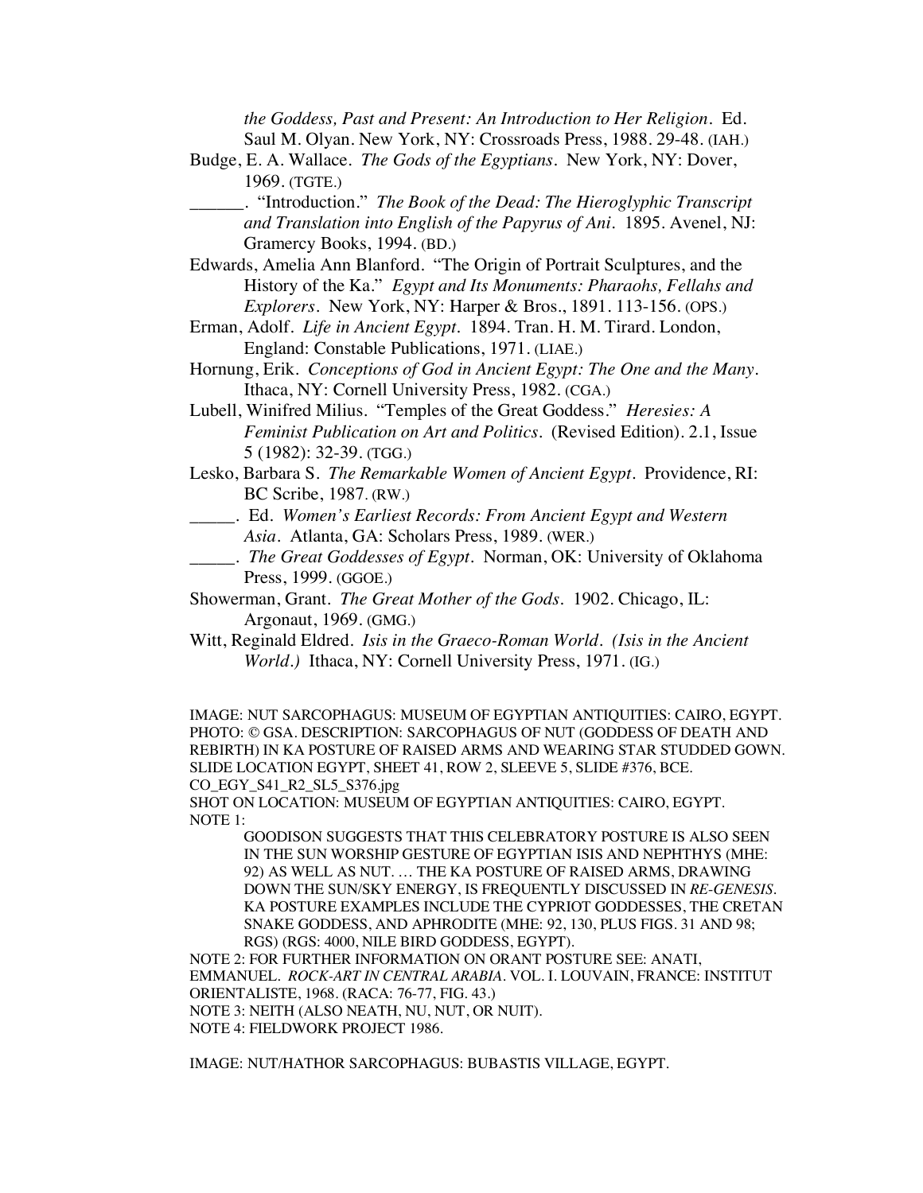*the Goddess, Past and Present: An Introduction to Her Religion*. Ed. Saul M. Olyan. New York, NY: Crossroads Press, 1988. 29-48. (IAH.)

Budge, E. A. Wallace. *The Gods of the Egyptians*. New York, NY: Dover, 1969. (TGTE.)

______. "Introduction." *The Book of the Dead: The Hieroglyphic Transcript and Translation into English of the Papyrus of Ani*. 1895. Avenel, NJ: Gramercy Books, 1994. (BD.)

Edwards, Amelia Ann Blanford. "The Origin of Portrait Sculptures, and the History of the Ka." *Egypt and Its Monuments: Pharaohs, Fellahs and Explorers*. New York, NY: Harper & Bros., 1891. 113-156. (OPS.)

Erman, Adolf. *Life in Ancient Egypt*. 1894. Tran. H. M. Tirard. London, England: Constable Publications, 1971. (LIAE.)

Hornung, Erik. *Conceptions of God in Ancient Egypt: The One and the Many*. Ithaca, NY: Cornell University Press, 1982. (CGA.)

Lubell, Winifred Milius. "Temples of the Great Goddess." *Heresies: A Feminist Publication on Art and Politics*. (Revised Edition). 2.1, Issue 5 (1982): 32-39. (TGG.)

Lesko, Barbara S. *The Remarkable Women of Ancient Egypt*. Providence, RI: BC Scribe, 1987. (RW.)

_____. Ed. *Women's Earliest Records: From Ancient Egypt and Western Asia*. Atlanta, GA: Scholars Press, 1989. (WER.)

_____. *The Great Goddesses of Egypt*. Norman, OK: University of Oklahoma Press, 1999. (GGOE.)

Showerman, Grant. *The Great Mother of the Gods*. 1902. Chicago, IL: Argonaut, 1969. (GMG.)

Witt, Reginald Eldred. *Isis in the Graeco-Roman World. (Isis in the Ancient World.)* Ithaca, NY: Cornell University Press, 1971. (IG.)

IMAGE: NUT SARCOPHAGUS: MUSEUM OF EGYPTIAN ANTIQUITIES: CAIRO, EGYPT.
PHOTO: © GSA. DESCRIPTION: SARCOPHAGUS OF NUT (GODDESS OF DEATH AND REBIRTH) IN KA POSTURE OF RAISED ARMS AND WEARING STAR STUDDED GOWN. SLIDE LOCATION EGYPT, SHEET 41, ROW 2, SLEEVE 5, SLIDE #376, BCE.
CO_EGY_S41_R2_SL5_S376.jpg
SHOT ON LOCATION: MUSEUM OF EGYPTIAN ANTIQUITIES: CAIRO, EGYPT.
NOTE 1:

GOODISON SUGGESTS THAT THIS CELEBRATORY POSTURE IS ALSO SEEN IN THE SUN WORSHIP GESTURE OF EGYPTIAN ISIS AND NEPHTHYS (MHE: 92) AS WELL AS NUT. … THE KA POSTURE OF RAISED ARMS, DRAWING DOWN THE SUN/SKY ENERGY, IS FREQUENTLY DISCUSSED IN *RE-GENESIS*. KA POSTURE EXAMPLES INCLUDE THE CYPRIOT GODDESSES, THE CRETAN SNAKE GODDESS, AND APHRODITE (MHE: 92, 130, PLUS FIGS. 31 AND 98; RGS) (RGS: 4000, NILE BIRD GODDESS, EGYPT).

NOTE 2: FOR FURTHER INFORMATION ON ORANT POSTURE SEE: ANATI, EMMANUEL. *ROCK-ART IN CENTRAL ARABIA*. VOL. I. LOUVAIN, FRANCE: INSTITUT ORIENTALISTE, 1968. (RACA: 76-77, FIG. 43.)
NOTE 3: NEITH (ALSO NEATH, NU, NUT, OR NUIT).
NOTE 4: FIELDWORK PROJECT 1986.

IMAGE: NUT/HATHOR SARCOPHAGUS: BUBASTIS VILLAGE, EGYPT.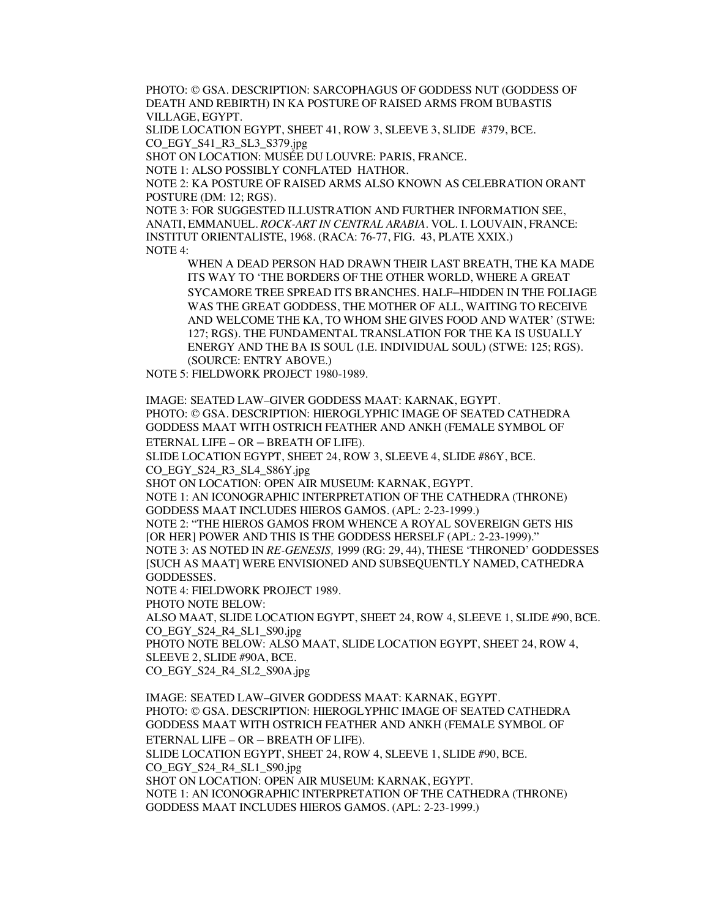PHOTO: © GSA. DESCRIPTION: SARCOPHAGUS OF GODDESS NUT (GODDESS OF DEATH AND REBIRTH) IN KA POSTURE OF RAISED ARMS FROM BUBASTIS VILLAGE, EGYPT.
SLIDE LOCATION EGYPT, SHEET 41, ROW 3, SLEEVE 3, SLIDE #379, BCE.
CO_EGY_S41_R3_SL3_S379.jpg
SHOT ON LOCATION: MUSÉE DU LOUVRE: PARIS, FRANCE.
NOTE 1: ALSO POSSIBLY CONFLATED HATHOR.
NOTE 2: KA POSTURE OF RAISED ARMS ALSO KNOWN AS CELEBRATION ORANT POSTURE (DM: 12; RGS).
NOTE 3: FOR SUGGESTED ILLUSTRATION AND FURTHER INFORMATION SEE, ANATI, EMMANUEL. *ROCK-ART IN CENTRAL ARABIA*. VOL. I. LOUVAIN, FRANCE: INSTITUT ORIENTALISTE, 1968. (RACA: 76-77, FIG. 43, PLATE XXIX.)
NOTE 4:

> WHEN A DEAD PERSON HAD DRAWN THEIR LAST BREATH, THE KA MADE ITS WAY TO 'THE BORDERS OF THE OTHER WORLD, WHERE A GREAT SYCAMORE TREE SPREAD ITS BRANCHES. HALF–HIDDEN IN THE FOLIAGE WAS THE GREAT GODDESS, THE MOTHER OF ALL, WAITING TO RECEIVE AND WELCOME THE KA, TO WHOM SHE GIVES FOOD AND WATER' (STWE: 127; RGS). THE FUNDAMENTAL TRANSLATION FOR THE KA IS USUALLY ENERGY AND THE BA IS SOUL (I.E. INDIVIDUAL SOUL) (STWE: 125; RGS). (SOURCE: ENTRY ABOVE.)

NOTE 5: FIELDWORK PROJECT 1980-1989.

IMAGE: SEATED LAW–GIVER GODDESS MAAT: KARNAK, EGYPT.
PHOTO: © GSA. DESCRIPTION: HIEROGLYPHIC IMAGE OF SEATED CATHEDRA GODDESS MAAT WITH OSTRICH FEATHER AND ANKH (FEMALE SYMBOL OF ETERNAL LIFE – OR – BREATH OF LIFE).
SLIDE LOCATION EGYPT, SHEET 24, ROW 3, SLEEVE 4, SLIDE #86Y, BCE.
CO_EGY_S24_R3_SL4_S86Y.jpg
SHOT ON LOCATION: OPEN AIR MUSEUM: KARNAK, EGYPT.
NOTE 1: AN ICONOGRAPHIC INTERPRETATION OF THE CATHEDRA (THRONE) GODDESS MAAT INCLUDES HIEROS GAMOS. (APL: 2-23-1999.)
NOTE 2: "THE HIEROS GAMOS FROM WHENCE A ROYAL SOVEREIGN GETS HIS [OR HER] POWER AND THIS IS THE GODDESS HERSELF (APL: 2-23-1999)."
NOTE 3: AS NOTED IN *RE-GENESIS,* 1999 (RG: 29, 44), THESE 'THRONED' GODDESSES [SUCH AS MAAT] WERE ENVISIONED AND SUBSEQUENTLY NAMED, CATHEDRA GODDESSES.
NOTE 4: FIELDWORK PROJECT 1989.
PHOTO NOTE BELOW:
ALSO MAAT, SLIDE LOCATION EGYPT, SHEET 24, ROW 4, SLEEVE 1, SLIDE #90, BCE.
CO_EGY_S24_R4_SL1_S90.jpg
PHOTO NOTE BELOW: ALSO MAAT, SLIDE LOCATION EGYPT, SHEET 24, ROW 4, SLEEVE 2, SLIDE #90A, BCE.
CO_EGY_S24_R4_SL2_S90A.jpg

IMAGE: SEATED LAW–GIVER GODDESS MAAT: KARNAK, EGYPT.
PHOTO: © GSA. DESCRIPTION: HIEROGLYPHIC IMAGE OF SEATED CATHEDRA GODDESS MAAT WITH OSTRICH FEATHER AND ANKH (FEMALE SYMBOL OF ETERNAL LIFE – OR – BREATH OF LIFE).
SLIDE LOCATION EGYPT, SHEET 24, ROW 4, SLEEVE 1, SLIDE #90, BCE.
CO_EGY_S24_R4_SL1_S90.jpg
SHOT ON LOCATION: OPEN AIR MUSEUM: KARNAK, EGYPT.
NOTE 1: AN ICONOGRAPHIC INTERPRETATION OF THE CATHEDRA (THRONE) GODDESS MAAT INCLUDES HIEROS GAMOS. (APL: 2-23-1999.)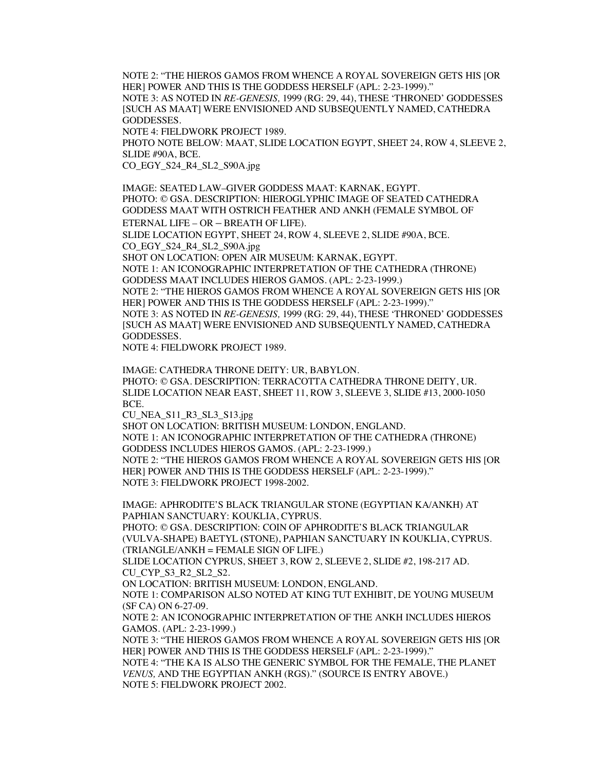NOTE 2: "THE HIEROS GAMOS FROM WHENCE A ROYAL SOVEREIGN GETS HIS [OR HER] POWER AND THIS IS THE GODDESS HERSELF (APL: 2-23-1999)."
NOTE 3: AS NOTED IN *RE-GENESIS,* 1999 (RG: 29, 44), THESE 'THRONED' GODDESSES [SUCH AS MAAT] WERE ENVISIONED AND SUBSEQUENTLY NAMED, CATHEDRA GODDESSES.
NOTE 4: FIELDWORK PROJECT 1989.
PHOTO NOTE BELOW: MAAT, SLIDE LOCATION EGYPT, SHEET 24, ROW 4, SLEEVE 2, SLIDE #90A, BCE.
CO_EGY_S24_R4_SL2_S90A.jpg

IMAGE: SEATED LAW–GIVER GODDESS MAAT: KARNAK, EGYPT.
PHOTO: © GSA. DESCRIPTION: HIEROGLYPHIC IMAGE OF SEATED CATHEDRA GODDESS MAAT WITH OSTRICH FEATHER AND ANKH (FEMALE SYMBOL OF ETERNAL LIFE – OR – BREATH OF LIFE).
SLIDE LOCATION EGYPT, SHEET 24, ROW 4, SLEEVE 2, SLIDE #90A, BCE.
CO_EGY_S24_R4_SL2_S90A.jpg
SHOT ON LOCATION: OPEN AIR MUSEUM: KARNAK, EGYPT.
NOTE 1: AN ICONOGRAPHIC INTERPRETATION OF THE CATHEDRA (THRONE) GODDESS MAAT INCLUDES HIEROS GAMOS. (APL: 2-23-1999.)
NOTE 2: "THE HIEROS GAMOS FROM WHENCE A ROYAL SOVEREIGN GETS HIS [OR HER] POWER AND THIS IS THE GODDESS HERSELF (APL: 2-23-1999)."
NOTE 3: AS NOTED IN *RE-GENESIS,* 1999 (RG: 29, 44), THESE 'THRONED' GODDESSES [SUCH AS MAAT] WERE ENVISIONED AND SUBSEQUENTLY NAMED, CATHEDRA GODDESSES.
NOTE 4: FIELDWORK PROJECT 1989.

IMAGE: CATHEDRA THRONE DEITY: UR, BABYLON.
PHOTO: © GSA. DESCRIPTION: TERRACOTTA CATHEDRA THRONE DEITY, UR.
SLIDE LOCATION NEAR EAST, SHEET 11, ROW 3, SLEEVE 3, SLIDE #13, 2000-1050 BCE.
CU_NEA_S11_R3_SL3_S13.jpg
SHOT ON LOCATION: BRITISH MUSEUM: LONDON, ENGLAND.
NOTE 1: AN ICONOGRAPHIC INTERPRETATION OF THE CATHEDRA (THRONE) GODDESS INCLUDES HIEROS GAMOS. (APL: 2-23-1999.)
NOTE 2: "THE HIEROS GAMOS FROM WHENCE A ROYAL SOVEREIGN GETS HIS [OR HER] POWER AND THIS IS THE GODDESS HERSELF (APL: 2-23-1999)."
NOTE 3: FIELDWORK PROJECT 1998-2002.

IMAGE: APHRODITE'S BLACK TRIANGULAR STONE (EGYPTIAN KA/ANKH) AT PAPHIAN SANCTUARY: KOUKLIA, CYPRUS.
PHOTO: © GSA. DESCRIPTION: COIN OF APHRODITE'S BLACK TRIANGULAR (VULVA-SHAPE) BAETYL (STONE), PAPHIAN SANCTUARY IN KOUKLIA, CYPRUS. (TRIANGLE/ANKH = FEMALE SIGN OF LIFE.)
SLIDE LOCATION CYPRUS, SHEET 3, ROW 2, SLEEVE 2, SLIDE #2, 198-217 AD.
CU_CYP_S3_R2_SL2_S2.
ON LOCATION: BRITISH MUSEUM: LONDON, ENGLAND.
NOTE 1: COMPARISON ALSO NOTED AT KING TUT EXHIBIT, DE YOUNG MUSEUM (SF CA) ON 6-27-09.
NOTE 2: AN ICONOGRAPHIC INTERPRETATION OF THE ANKH INCLUDES HIEROS GAMOS. (APL: 2-23-1999.)
NOTE 3: "THE HIEROS GAMOS FROM WHENCE A ROYAL SOVEREIGN GETS HIS [OR HER] POWER AND THIS IS THE GODDESS HERSELF (APL: 2-23-1999)."
NOTE 4: "THE KA IS ALSO THE GENERIC SYMBOL FOR THE FEMALE, THE PLANET *VENUS,* AND THE EGYPTIAN ANKH (RGS)." (SOURCE IS ENTRY ABOVE.)
NOTE 5: FIELDWORK PROJECT 2002.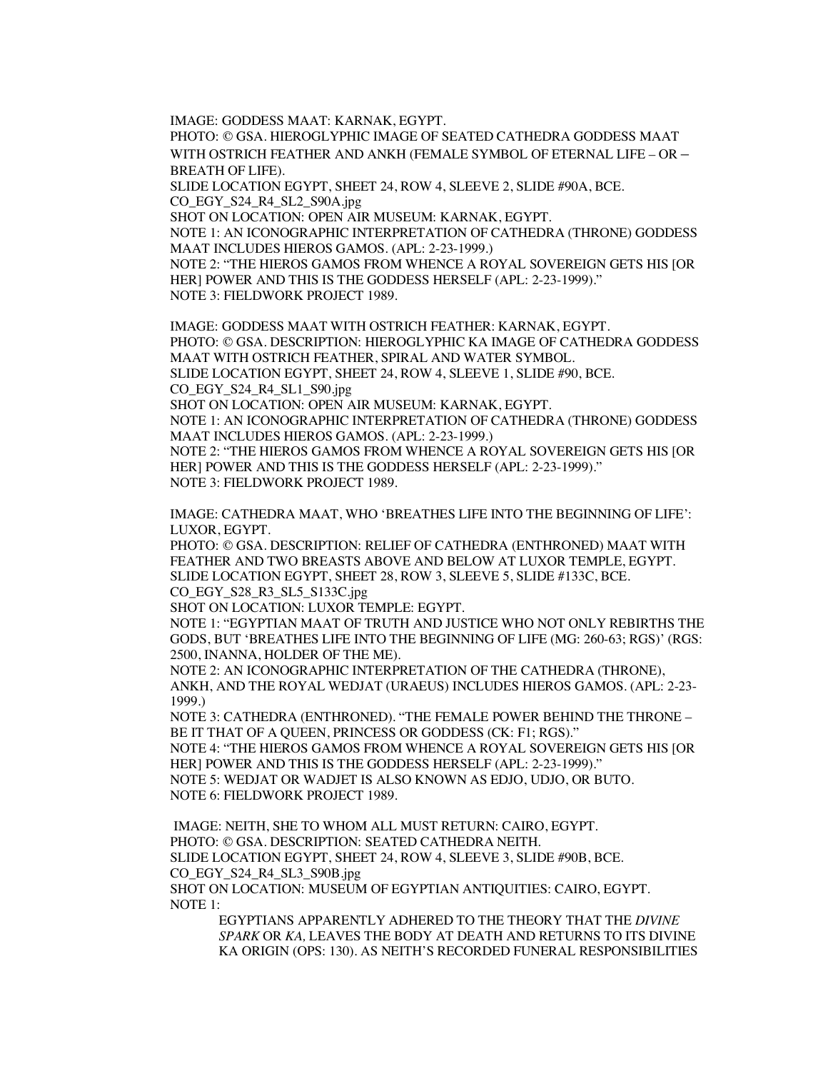IMAGE: GODDESS MAAT: KARNAK, EGYPT.
PHOTO: © GSA. HIEROGLYPHIC IMAGE OF SEATED CATHEDRA GODDESS MAAT WITH OSTRICH FEATHER AND ANKH (FEMALE SYMBOL OF ETERNAL LIFE – OR – BREATH OF LIFE).
SLIDE LOCATION EGYPT, SHEET 24, ROW 4, SLEEVE 2, SLIDE #90A, BCE.
CO_EGY_S24_R4_SL2_S90A.jpg
SHOT ON LOCATION: OPEN AIR MUSEUM: KARNAK, EGYPT.
NOTE 1: AN ICONOGRAPHIC INTERPRETATION OF CATHEDRA (THRONE) GODDESS MAAT INCLUDES HIEROS GAMOS. (APL: 2-23-1999.)
NOTE 2: "THE HIEROS GAMOS FROM WHENCE A ROYAL SOVEREIGN GETS HIS [OR HER] POWER AND THIS IS THE GODDESS HERSELF (APL: 2-23-1999)."
NOTE 3: FIELDWORK PROJECT 1989.

IMAGE: GODDESS MAAT WITH OSTRICH FEATHER: KARNAK, EGYPT.
PHOTO: © GSA. DESCRIPTION: HIEROGLYPHIC KA IMAGE OF CATHEDRA GODDESS MAAT WITH OSTRICH FEATHER, SPIRAL AND WATER SYMBOL.
SLIDE LOCATION EGYPT, SHEET 24, ROW 4, SLEEVE 1, SLIDE #90, BCE.
CO_EGY_S24_R4_SL1_S90.jpg
SHOT ON LOCATION: OPEN AIR MUSEUM: KARNAK, EGYPT.
NOTE 1: AN ICONOGRAPHIC INTERPRETATION OF CATHEDRA (THRONE) GODDESS MAAT INCLUDES HIEROS GAMOS. (APL: 2-23-1999.)
NOTE 2: "THE HIEROS GAMOS FROM WHENCE A ROYAL SOVEREIGN GETS HIS [OR HER] POWER AND THIS IS THE GODDESS HERSELF (APL: 2-23-1999)."
NOTE 3: FIELDWORK PROJECT 1989.

IMAGE: CATHEDRA MAAT, WHO 'BREATHES LIFE INTO THE BEGINNING OF LIFE': LUXOR, EGYPT.
PHOTO: © GSA. DESCRIPTION: RELIEF OF CATHEDRA (ENTHRONED) MAAT WITH FEATHER AND TWO BREASTS ABOVE AND BELOW AT LUXOR TEMPLE, EGYPT.
SLIDE LOCATION EGYPT, SHEET 28, ROW 3, SLEEVE 5, SLIDE #133C, BCE.
CO_EGY_S28_R3_SL5_S133C.jpg
SHOT ON LOCATION: LUXOR TEMPLE: EGYPT.
NOTE 1: "EGYPTIAN MAAT OF TRUTH AND JUSTICE WHO NOT ONLY REBIRTHS THE GODS, BUT 'BREATHES LIFE INTO THE BEGINNING OF LIFE (MG: 260-63; RGS)' (RGS: 2500, INANNA, HOLDER OF THE ME).
NOTE 2: AN ICONOGRAPHIC INTERPRETATION OF THE CATHEDRA (THRONE), ANKH, AND THE ROYAL WEDJAT (URAEUS) INCLUDES HIEROS GAMOS. (APL: 2-23-1999.)
NOTE 3: CATHEDRA (ENTHRONED). "THE FEMALE POWER BEHIND THE THRONE – BE IT THAT OF A QUEEN, PRINCESS OR GODDESS (CK: F1; RGS)."
NOTE 4: "THE HIEROS GAMOS FROM WHENCE A ROYAL SOVEREIGN GETS HIS [OR HER] POWER AND THIS IS THE GODDESS HERSELF (APL: 2-23-1999)."
NOTE 5: WEDJAT OR WADJET IS ALSO KNOWN AS EDJO, UDJO, OR BUTO.
NOTE 6: FIELDWORK PROJECT 1989.

IMAGE: NEITH, SHE TO WHOM ALL MUST RETURN: CAIRO, EGYPT.
PHOTO: © GSA. DESCRIPTION: SEATED CATHEDRA NEITH.
SLIDE LOCATION EGYPT, SHEET 24, ROW 4, SLEEVE 3, SLIDE #90B, BCE.
CO_EGY_S24_R4_SL3_S90B.jpg
SHOT ON LOCATION: MUSEUM OF EGYPTIAN ANTIQUITIES: CAIRO, EGYPT.
NOTE 1:

> EGYPTIANS APPARENTLY ADHERED TO THE THEORY THAT THE *DIVINE SPARK* OR *KA,* LEAVES THE BODY AT DEATH AND RETURNS TO ITS DIVINE KA ORIGIN (OPS: 130). AS NEITH'S RECORDED FUNERAL RESPONSIBILITIES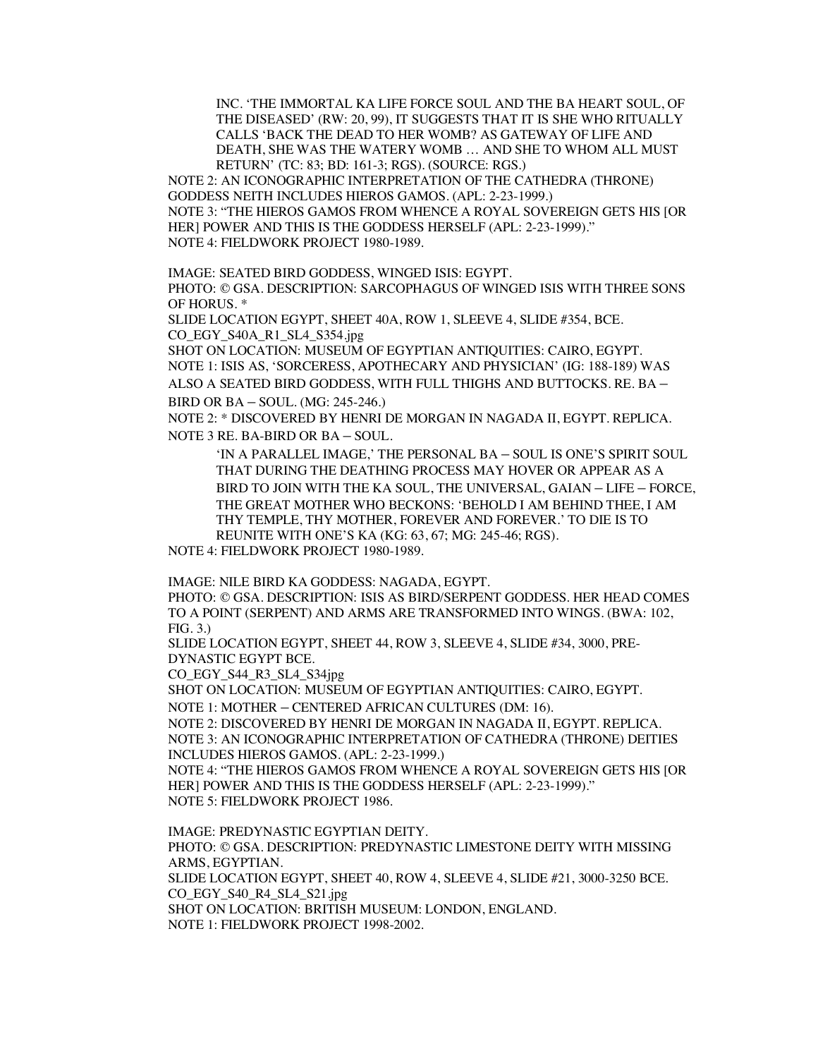INC. 'THE IMMORTAL KA LIFE FORCE SOUL AND THE BA HEART SOUL, OF THE DISEASED' (RW: 20, 99), IT SUGGESTS THAT IT IS SHE WHO RITUALLY CALLS 'BACK THE DEAD TO HER WOMB? AS GATEWAY OF LIFE AND DEATH, SHE WAS THE WATERY WOMB … AND SHE TO WHOM ALL MUST RETURN' (TC: 83; BD: 161-3; RGS). (SOURCE: RGS.)

NOTE 2: AN ICONOGRAPHIC INTERPRETATION OF THE CATHEDRA (THRONE) GODDESS NEITH INCLUDES HIEROS GAMOS. (APL: 2-23-1999.)
NOTE 3: "THE HIEROS GAMOS FROM WHENCE A ROYAL SOVEREIGN GETS HIS [OR HER] POWER AND THIS IS THE GODDESS HERSELF (APL: 2-23-1999)."
NOTE 4: FIELDWORK PROJECT 1980-1989.

IMAGE: SEATED BIRD GODDESS, WINGED ISIS: EGYPT.
PHOTO: © GSA. DESCRIPTION: SARCOPHAGUS OF WINGED ISIS WITH THREE SONS OF HORUS. *
SLIDE LOCATION EGYPT, SHEET 40A, ROW 1, SLEEVE 4, SLIDE #354, BCE.
CO_EGY_S40A_R1_SL4_S354.jpg
SHOT ON LOCATION: MUSEUM OF EGYPTIAN ANTIQUITIES: CAIRO, EGYPT.
NOTE 1: ISIS AS, 'SORCERESS, APOTHECARY AND PHYSICIAN' (IG: 188-189) WAS ALSO A SEATED BIRD GODDESS, WITH FULL THIGHS AND BUTTOCKS. RE. BA – BIRD OR BA – SOUL. (MG: 245-246.)
NOTE 2: * DISCOVERED BY HENRI DE MORGAN IN NAGADA II, EGYPT. REPLICA.
NOTE 3 RE. BA-BIRD OR BA – SOUL.

'IN A PARALLEL IMAGE,' THE PERSONAL BA – SOUL IS ONE'S SPIRIT SOUL THAT DURING THE DEATHING PROCESS MAY HOVER OR APPEAR AS A BIRD TO JOIN WITH THE KA SOUL, THE UNIVERSAL, GAIAN – LIFE – FORCE, THE GREAT MOTHER WHO BECKONS: 'BEHOLD I AM BEHIND THEE, I AM THY TEMPLE, THY MOTHER, FOREVER AND FOREVER.' TO DIE IS TO REUNITE WITH ONE'S KA (KG: 63, 67; MG: 245-46; RGS).

NOTE 4: FIELDWORK PROJECT 1980-1989.

IMAGE: NILE BIRD KA GODDESS: NAGADA, EGYPT.
PHOTO: © GSA. DESCRIPTION: ISIS AS BIRD/SERPENT GODDESS. HER HEAD COMES TO A POINT (SERPENT) AND ARMS ARE TRANSFORMED INTO WINGS. (BWA: 102, FIG. 3.)
SLIDE LOCATION EGYPT, SHEET 44, ROW 3, SLEEVE 4, SLIDE #34, 3000, PRE-DYNASTIC EGYPT BCE.
CO_EGY_S44_R3_SL4_S34jpg
SHOT ON LOCATION: MUSEUM OF EGYPTIAN ANTIQUITIES: CAIRO, EGYPT.
NOTE 1: MOTHER – CENTERED AFRICAN CULTURES (DM: 16).
NOTE 2: DISCOVERED BY HENRI DE MORGAN IN NAGADA II, EGYPT. REPLICA.
NOTE 3: AN ICONOGRAPHIC INTERPRETATION OF CATHEDRA (THRONE) DEITIES INCLUDES HIEROS GAMOS. (APL: 2-23-1999.)
NOTE 4: "THE HIEROS GAMOS FROM WHENCE A ROYAL SOVEREIGN GETS HIS [OR HER] POWER AND THIS IS THE GODDESS HERSELF (APL: 2-23-1999)."
NOTE 5: FIELDWORK PROJECT 1986.

IMAGE: PREDYNASTIC EGYPTIAN DEITY.
PHOTO: © GSA. DESCRIPTION: PREDYNASTIC LIMESTONE DEITY WITH MISSING ARMS, EGYPTIAN.
SLIDE LOCATION EGYPT, SHEET 40, ROW 4, SLEEVE 4, SLIDE #21, 3000-3250 BCE.
CO_EGY_S40_R4_SL4_S21.jpg
SHOT ON LOCATION: BRITISH MUSEUM: LONDON, ENGLAND.
NOTE 1: FIELDWORK PROJECT 1998-2002.